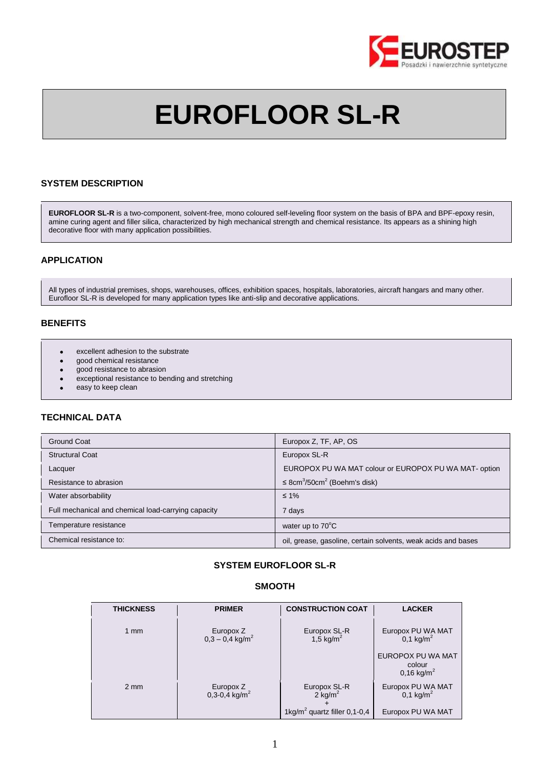# EUROFLOOR SL-R

## SYSTEM DESCRIPTION

**EUROFLOOR SL-R** is a two-component, solvent-free, mono coloured self-leveling floor system on the basis of BPA and BPF-epoxy resin, amine curing agent and filler silica, characterized by high mechanical strength and chemical resistance. Its appears as a shining high decorative floor with many application possibilities.

## APPLICATION

All types of industrial premises, shops, warehouses, offices, exhibition spaces, hospitals, laboratories, aircraft hangars and many other. Eurofloor SL-R is developed for many application types like anti-slip and decorative applications.

## BENEFITS

- excellent adhesion to the substrate
- good chemical resistance
- good resistance to abrasion
- exceptional resistance to bending and stretching
- easy to keep clean

## TECHNICAL DATA

| | |
|---|---|
| Ground Coat | Europox Z, TF, AP, OS |
| Structural Coat | Europox SL-R |
| Lacquer | EUROPOX PU WA MAT colour or EUROPOX PU WA MAT- option |
| Resistance to abrasion | ≤ $8cm^3/50cm^2$ (Boehm's disk) |
| Water absorbability | ≤ 1% |
| Full mechanical and chemical load-carrying capacity | 7 days |
| Temperature resistance | water up to $70^oC$ |
| Chemical resistance to: | oil, grease, gasoline, certain solvents, weak acids and bases |

### SYSTEM EUROFLOOR SL-R

### SMOOTH

| THICKNESS | PRIMER | CONSTRUCTION COAT | LACKER |
|---|---|---|---|
| 1 mm | Europox Z 0,3 – 0,4 $kg/m^2$ | Europox SL-R 1,5 $kg/m^2$ | Europox PU WA MAT 0,1 $kg/m^2$ |
| | | | EUROPOX PU WA MAT colour 0,16 $kg/m^2$ |
| 2 mm | Europox Z 0,3-0,4 $kg/m^2$ | Europox SL-R 2 $kg/m^2$ + 1$kg/m^2$ quartz filler 0,1-0,4 | Europox PU WA MAT 0,1 $kg/m^2$ |
| | | | Europox PU WA MAT |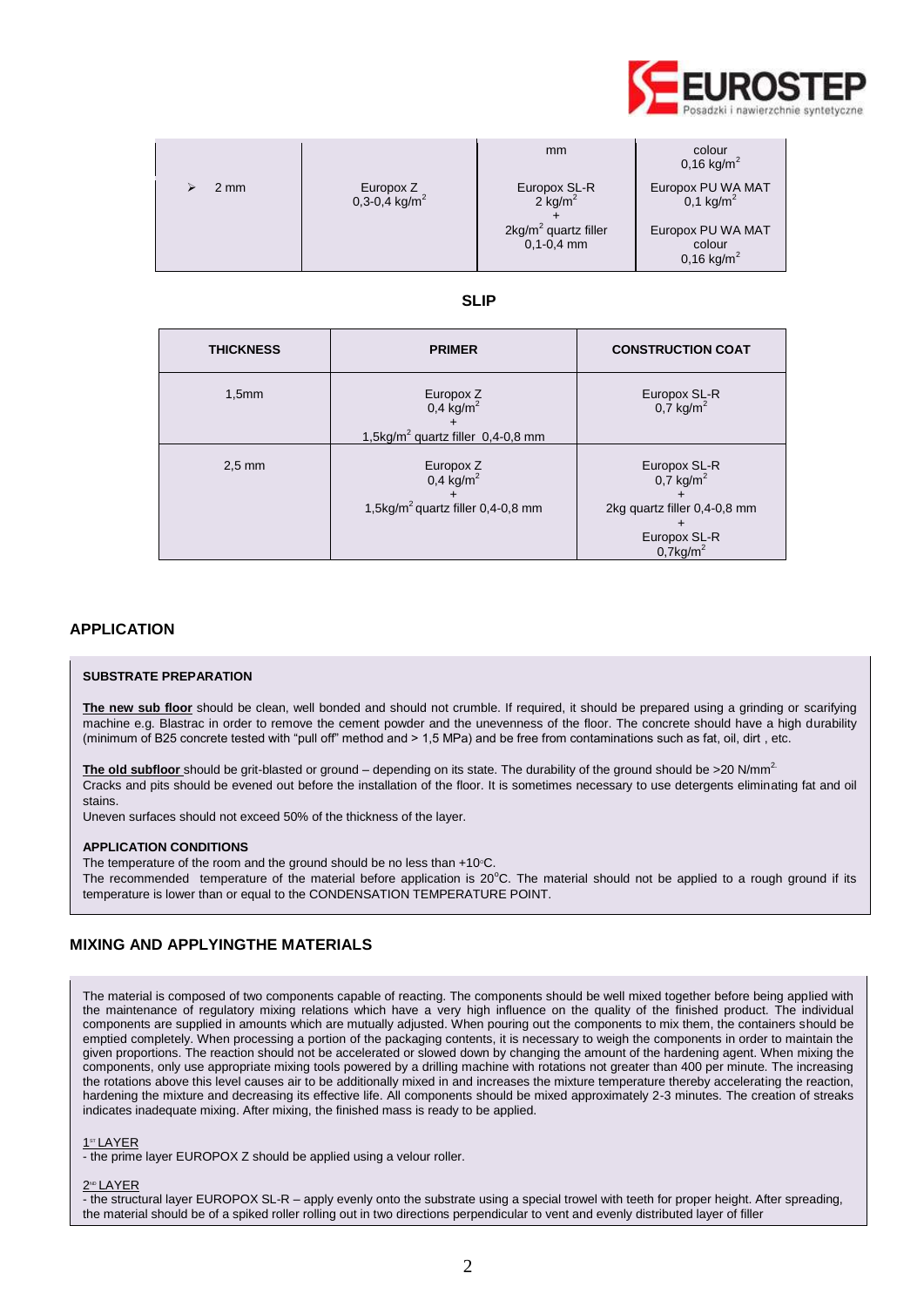|  |  | mm | colour<br>0,16 kg/m$^2$ |
|---|---|---|---|
| ➢ 2 mm | Europox Z<br>0,3-0,4 kg/m$^2$ | Europox SL-R<br>2 kg/m$^2$<br>+<br>2kg/m$^2$ quartz filler<br>0,1-0,4 mm | Europox PU WA MAT<br>0,1 kg/m$^2$<br><br>Europox PU WA MAT<br>colour<br>0,16 kg/m$^2$ |

**SLIP**

| THICKNESS | PRIMER | CONSTRUCTION COAT |
|---|---|---|
| 1,5mm | Europox Z<br>0,4 kg/m$^2$<br>+<br>1,5kg/m$^2$ quartz filler 0,4-0,8 mm | Europox SL-R<br>0,7 kg/m$^2$ |
| 2,5 mm | Europox Z<br>0,4 kg/m$^2$<br>+<br>1,5kg/m$^2$ quartz filler 0,4-0,8 mm | Europox SL-R<br>0,7 kg/m$^2$<br>+<br>2kg quartz filler 0,4-0,8 mm<br>+<br>Europox SL-R<br>0,7kg/m$^2$ |

## APPLICATION

### SUBSTRATE PREPARATION

**The new sub floor** should be clean, well bonded and should not crumble. If required, it should be prepared using a grinding or scarifying machine e.g. Blastrac in order to remove the cement powder and the unevenness of the floor. The concrete should have a high durability (minimum of B25 concrete tested with "pull off" method and > 1,5 MPa) and be free from contaminations such as fat, oil, dirt , etc.

**The old subfloor** should be grit-blasted or ground – depending on its state. The durability of the ground should be >20 N/mm$^2$.
Cracks and pits should be evened out before the installation of the floor. It is sometimes necessary to use detergents eliminating fat and oil stains.
Uneven surfaces should not exceed 50% of the thickness of the layer.

### APPLICATION CONDITIONS

The temperature of the room and the ground should be no less than +10°C.
The recommended temperature of the material before application is 20°C. The material should not be applied to a rough ground if its temperature is lower than or equal to the CONDENSATION TEMPERATURE POINT.

## MIXING AND APPLYINGTHE MATERIALS

The material is composed of two components capable of reacting. The components should be well mixed together before being applied with the maintenance of regulatory mixing relations which have a very high influence on the quality of the finished product. The individual components are supplied in amounts which are mutually adjusted. When pouring out the components to mix them, the containers should be emptied completely. When processing a portion of the packaging contents, it is necessary to weigh the components in order to maintain the given proportions. The reaction should not be accelerated or slowed down by changing the amount of the hardening agent. When mixing the components, only use appropriate mixing tools powered by a drilling machine with rotations not greater than 400 per minute. The increasing the rotations above this level causes air to be additionally mixed in and increases the mixture temperature thereby accelerating the reaction, hardening the mixture and decreasing its effective life. All components should be mixed approximately 2-3 minutes. The creation of streaks indicates inadequate mixing. After mixing, the finished mass is ready to be applied.

1ST LAYER
- the prime layer EUROPOX Z should be applied using a velour roller.

2ND LAYER
- the structural layer EUROPOX SL-R – apply evenly onto the substrate using a special trowel with teeth for proper height. After spreading, the material should be of a spiked roller rolling out in two directions perpendicular to vent and evenly distributed layer of filler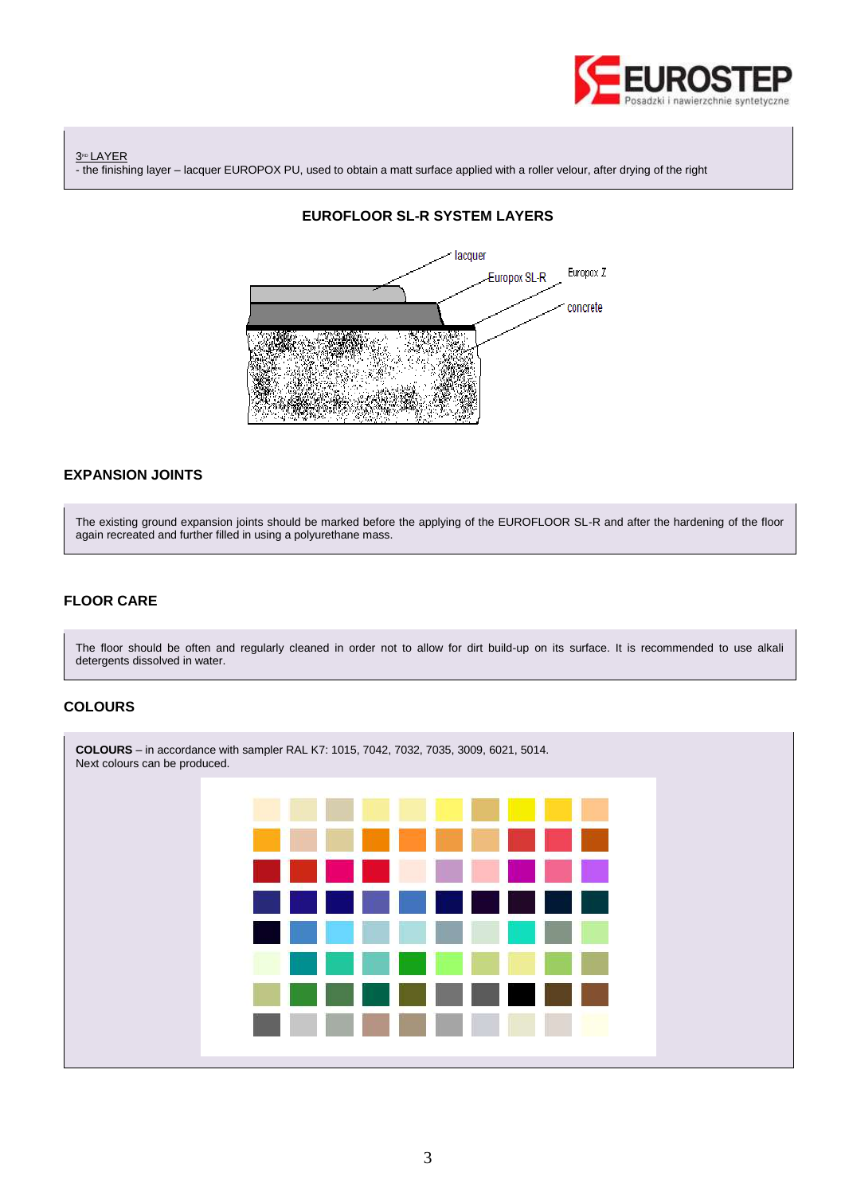3[rd] LAYER
- the finishing layer – lacquer EUROPOX PU, used to obtain a matt surface applied with a roller velour, after drying of the right

## EUROFLOOR SL-R SYSTEM LAYERS

lacquer
Europox SL-R
Europox Z
concrete

## EXPANSION JOINTS

The existing ground expansion joints should be marked before the applying of the EUROFLOOR SL-R and after the hardening of the floor again recreated and further filled in using a polyurethane mass.

## FLOOR CARE

The floor should be often and regularly cleaned in order not to allow for dirt build-up on its surface. It is recommended to use alkali detergents dissolved in water.

## COLOURS

**COLOURS** – in accordance with sampler RAL K7: 1015, 7042, 7032, 7035, 3009, 6021, 5014.
Next colours can be produced.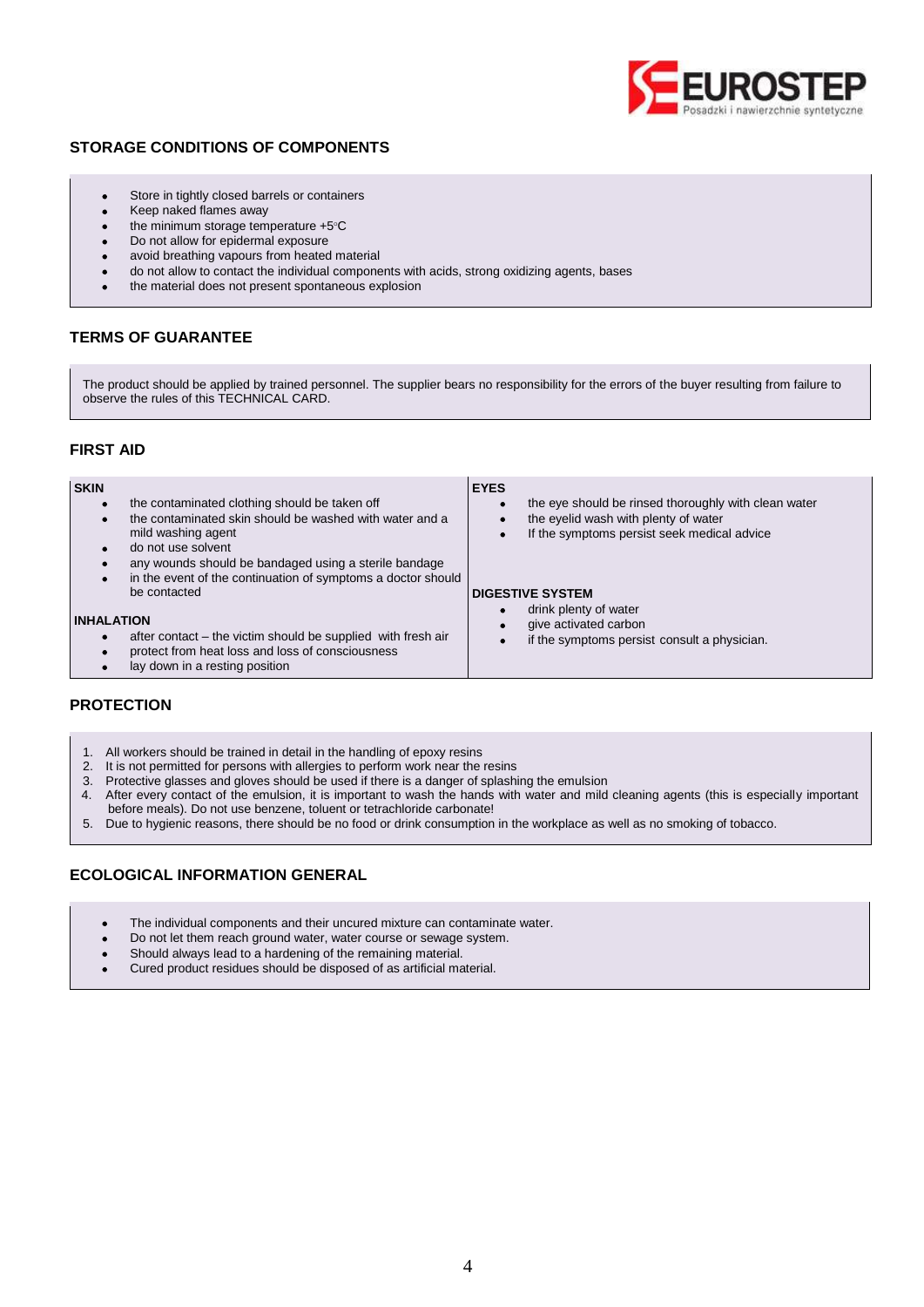## STORAGE CONDITIONS OF COMPONENTS

- Store in tightly closed barrels or containers
- Keep naked flames away
- the minimum storage temperature +5°C
- Do not allow for epidermal exposure
- avoid breathing vapours from heated material
- do not allow to contact the individual components with acids, strong oxidizing agents, bases
- the material does not present spontaneous explosion

## TERMS OF GUARANTEE

The product should be applied by trained personnel. The supplier bears no responsibility for the errors of the buyer resulting from failure to observe the rules of this TECHNICAL CARD.

## FIRST AID

**SKIN**

- the contaminated clothing should be taken off
- the contaminated skin should be washed with water and a mild washing agent
- do not use solvent
- any wounds should be bandaged using a sterile bandage
- in the event of the continuation of symptoms a doctor should be contacted

**INHALATION**

- after contact – the victim should be supplied with fresh air
- protect from heat loss and loss of consciousness
- lay down in a resting position

**EYES**

- the eye should be rinsed thoroughly with clean water
- the eyelid wash with plenty of water
- If the symptoms persist seek medical advice

**DIGESTIVE SYSTEM**

- drink plenty of water
- give activated carbon
- if the symptoms persist consult a physician.

## PROTECTION

1. All workers should be trained in detail in the handling of epoxy resins
2. It is not permitted for persons with allergies to perform work near the resins
3. Protective glasses and gloves should be used if there is a danger of splashing the emulsion
4. After every contact of the emulsion, it is important to wash the hands with water and mild cleaning agents (this is especially important before meals). Do not use benzene, toluent or tetrachloride carbonate!
5. Due to hygienic reasons, there should be no food or drink consumption in the workplace as well as no smoking of tobacco.

## ECOLOGICAL INFORMATION GENERAL

- The individual components and their uncured mixture can contaminate water.
- Do not let them reach ground water, water course or sewage system.
- Should always lead to a hardening of the remaining material.
- Cured product residues should be disposed of as artificial material.